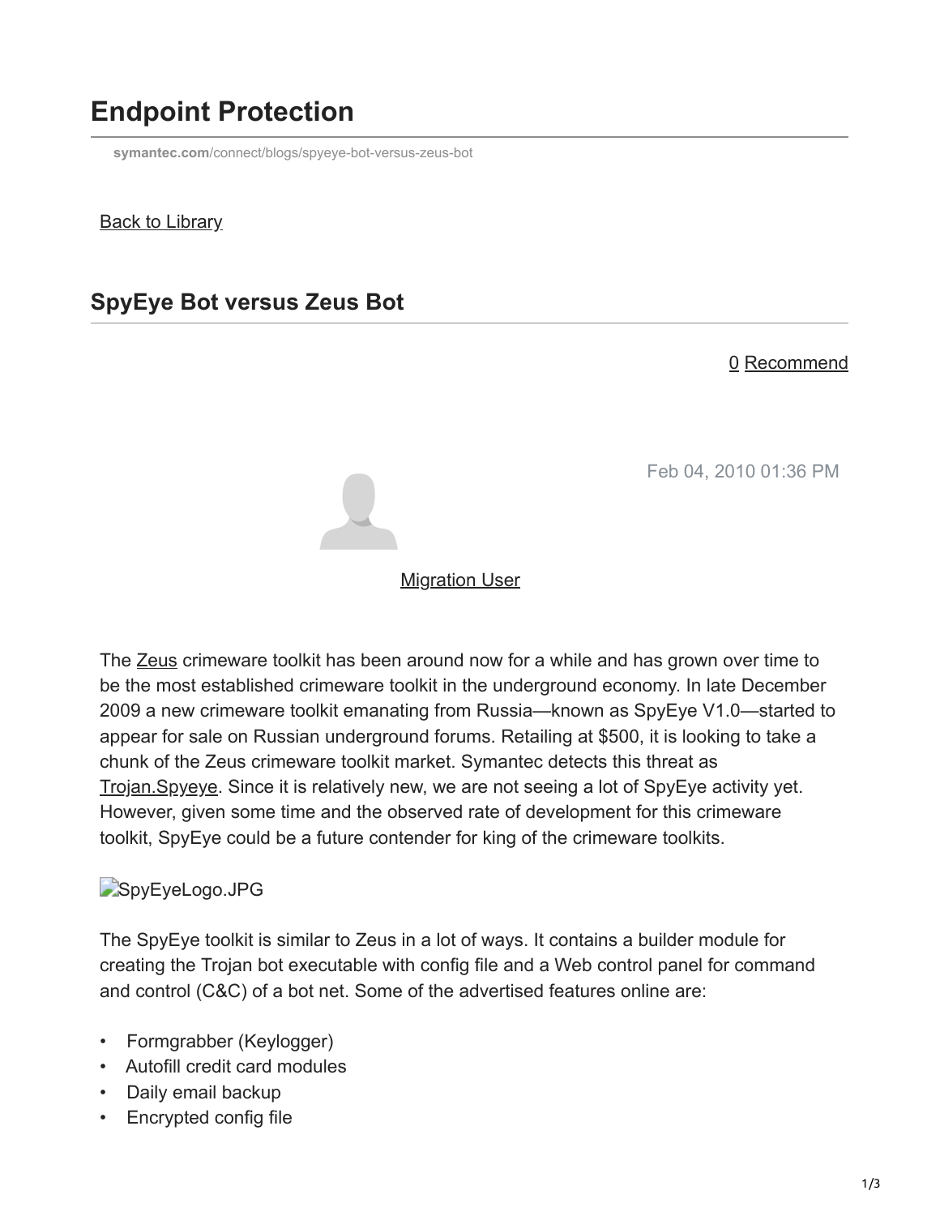# Endpoint Protection

symantec.com/connect/blogs/spyeye-bot-versus-zeus-bot

Back to Library

## SpyEye Bot versus Zeus Bot

0 Recommend

Feb 04, 2010 01:36 PM

Migration User

The Zeus crimeware toolkit has been around now for a while and has grown over time to be the most established crimeware toolkit in the underground economy. In late December 2009 a new crimeware toolkit emanating from Russia—known as SpyEye V1.0—started to appear for sale on Russian underground forums. Retailing at $500, it is looking to take a chunk of the Zeus crimeware toolkit market. Symantec detects this threat as Trojan.Spyeye. Since it is relatively new, we are not seeing a lot of SpyEye activity yet. However, given some time and the observed rate of development for this crimeware toolkit, SpyEye could be a future contender for king of the crimeware toolkits.

SpyEyeLogo.JPG

The SpyEye toolkit is similar to Zeus in a lot of ways. It contains a builder module for creating the Trojan bot executable with config file and a Web control panel for command and control (C&C) of a bot net. Some of the advertised features online are:

- Formgrabber (Keylogger)
- Autofill credit card modules
- Daily email backup
- Encrypted config file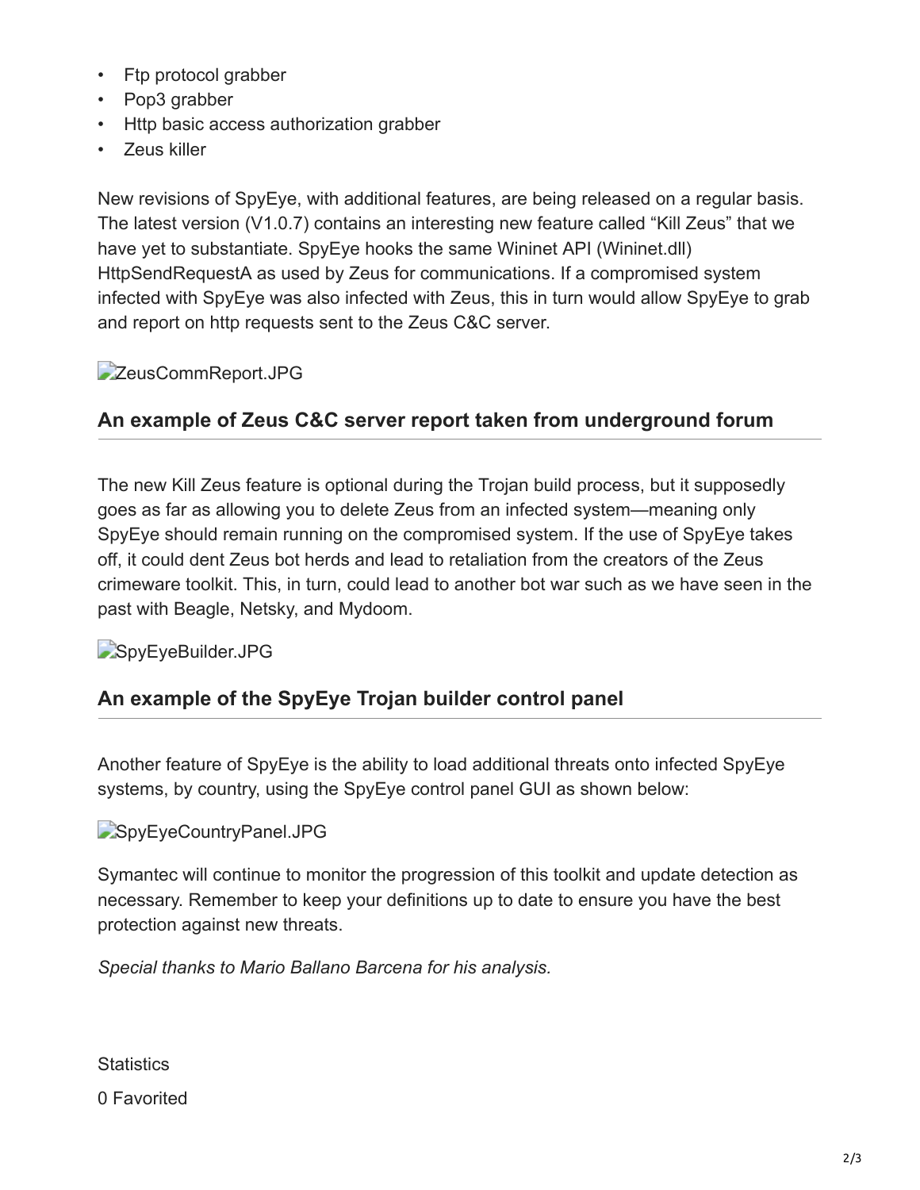- Ftp protocol grabber
- Pop3 grabber
- Http basic access authorization grabber
- Zeus killer

New revisions of SpyEye, with additional features, are being released on a regular basis. The latest version (V1.0.7) contains an interesting new feature called "Kill Zeus" that we have yet to substantiate. SpyEye hooks the same Wininet API (Wininet.dll) HttpSendRequestA as used by Zeus for communications. If a compromised system infected with SpyEye was also infected with Zeus, this in turn would allow SpyEye to grab and report on http requests sent to the Zeus C&C server.

ZeusCommReport.JPG

## An example of Zeus C&C server report taken from underground forum

The new Kill Zeus feature is optional during the Trojan build process, but it supposedly goes as far as allowing you to delete Zeus from an infected system—meaning only SpyEye should remain running on the compromised system. If the use of SpyEye takes off, it could dent Zeus bot herds and lead to retaliation from the creators of the Zeus crimeware toolkit. This, in turn, could lead to another bot war such as we have seen in the past with Beagle, Netsky, and Mydoom.

SpyEyeBuilder.JPG

## An example of the SpyEye Trojan builder control panel

Another feature of SpyEye is the ability to load additional threats onto infected SpyEye systems, by country, using the SpyEye control panel GUI as shown below:

SpyEyeCountryPanel.JPG

Symantec will continue to monitor the progression of this toolkit and update detection as necessary. Remember to keep your definitions up to date to ensure you have the best protection against new threats.

*Special thanks to Mario Ballano Barcena for his analysis.*

Statistics

0 Favorited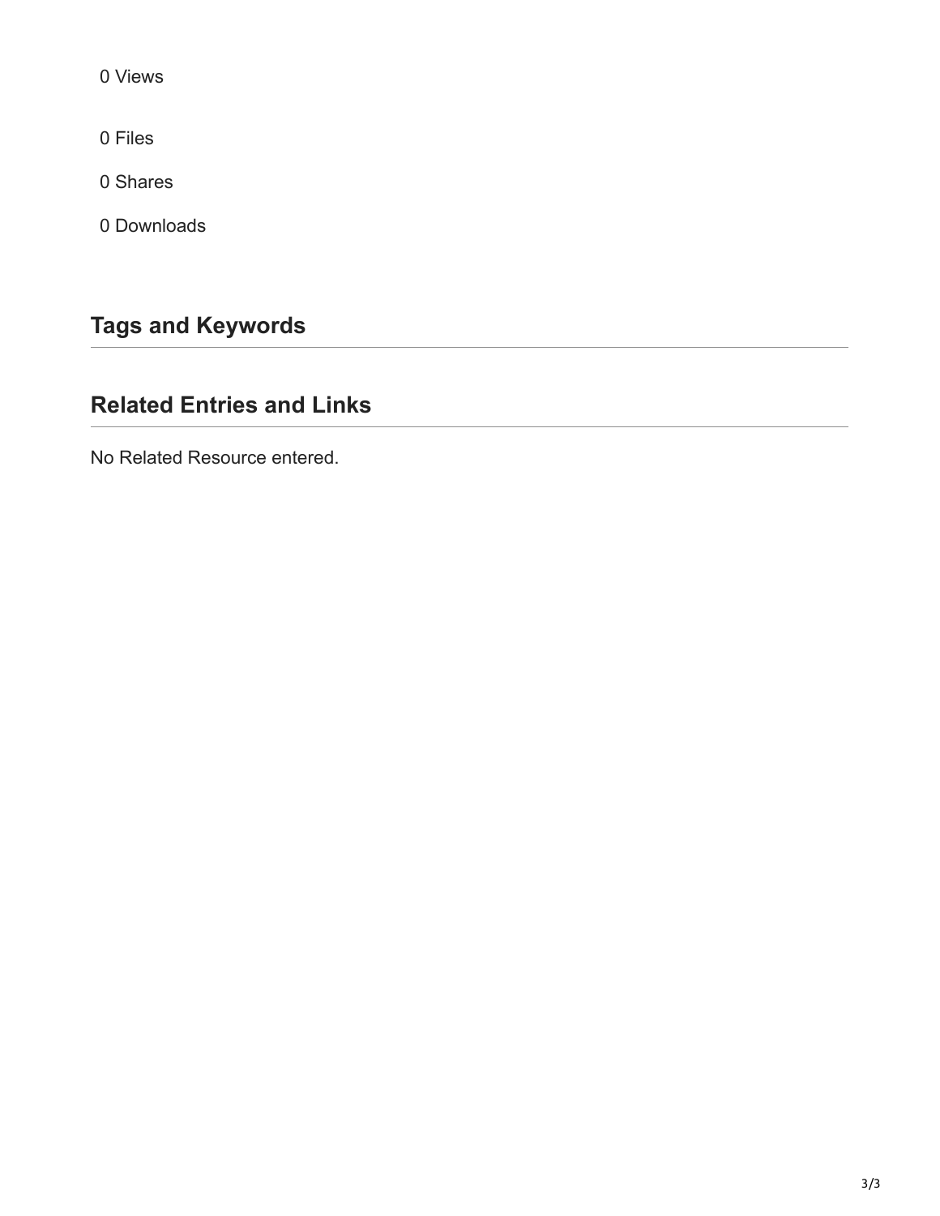0 Views

0 Files

0 Shares

0 Downloads

## Tags and Keywords

## Related Entries and Links

No Related Resource entered.